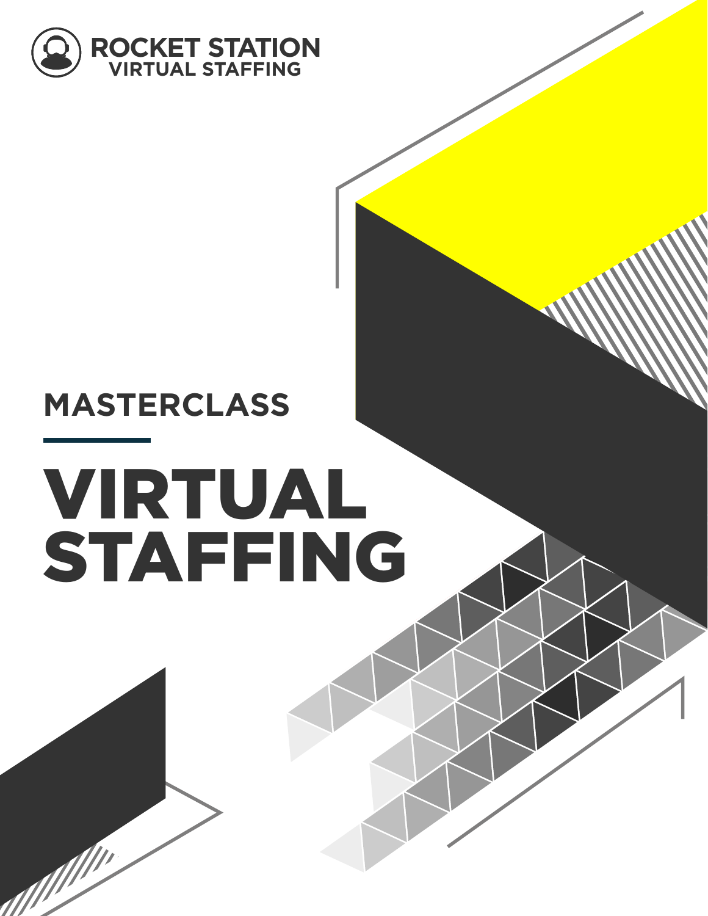ROCKET STATION
VIRTUAL STAFFING

## MASTERCLASS

# VIRTUAL STAFFING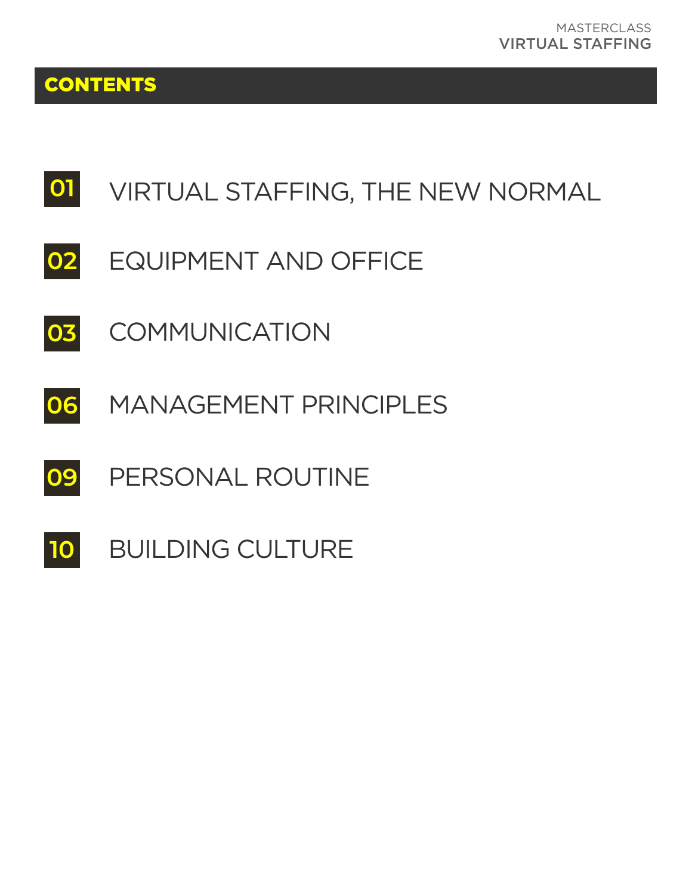# CONTENTS

| | |
|---|---|
| 01 | VIRTUAL STAFFING, THE NEW NORMAL |
| 02 | EQUIPMENT AND OFFICE |
| 03 | COMMUNICATION |
| 06 | MANAGEMENT PRINCIPLES |
| 09 | PERSONAL ROUTINE |
| 10 | BUILDING CULTURE |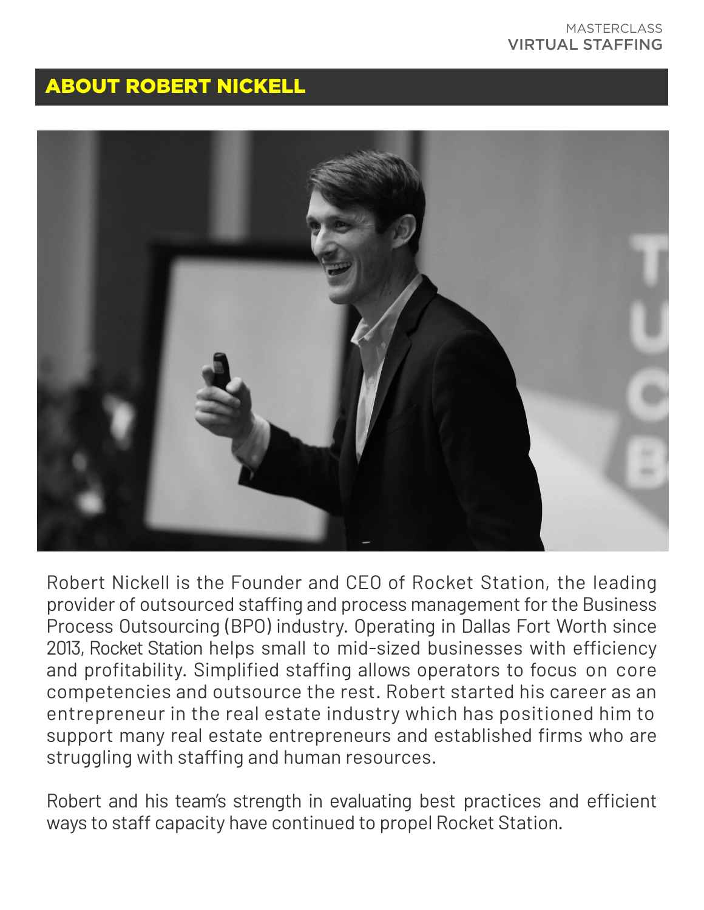## ABOUT ROBERT NICKELL

Robert Nickell is the Founder and CEO of Rocket Station, the leading provider of outsourced staffing and process management for the Business Process Outsourcing (BPO) industry. Operating in Dallas Fort Worth since 2013, Rocket Station helps small to mid-sized businesses with efficiency and profitability. Simplified staffing allows operators to focus on core competencies and outsource the rest. Robert started his career as an entrepreneur in the real estate industry which has positioned him to support many real estate entrepreneurs and established firms who are struggling with staffing and human resources.

Robert and his team's strength in evaluating best practices and efficient ways to staff capacity have continued to propel Rocket Station.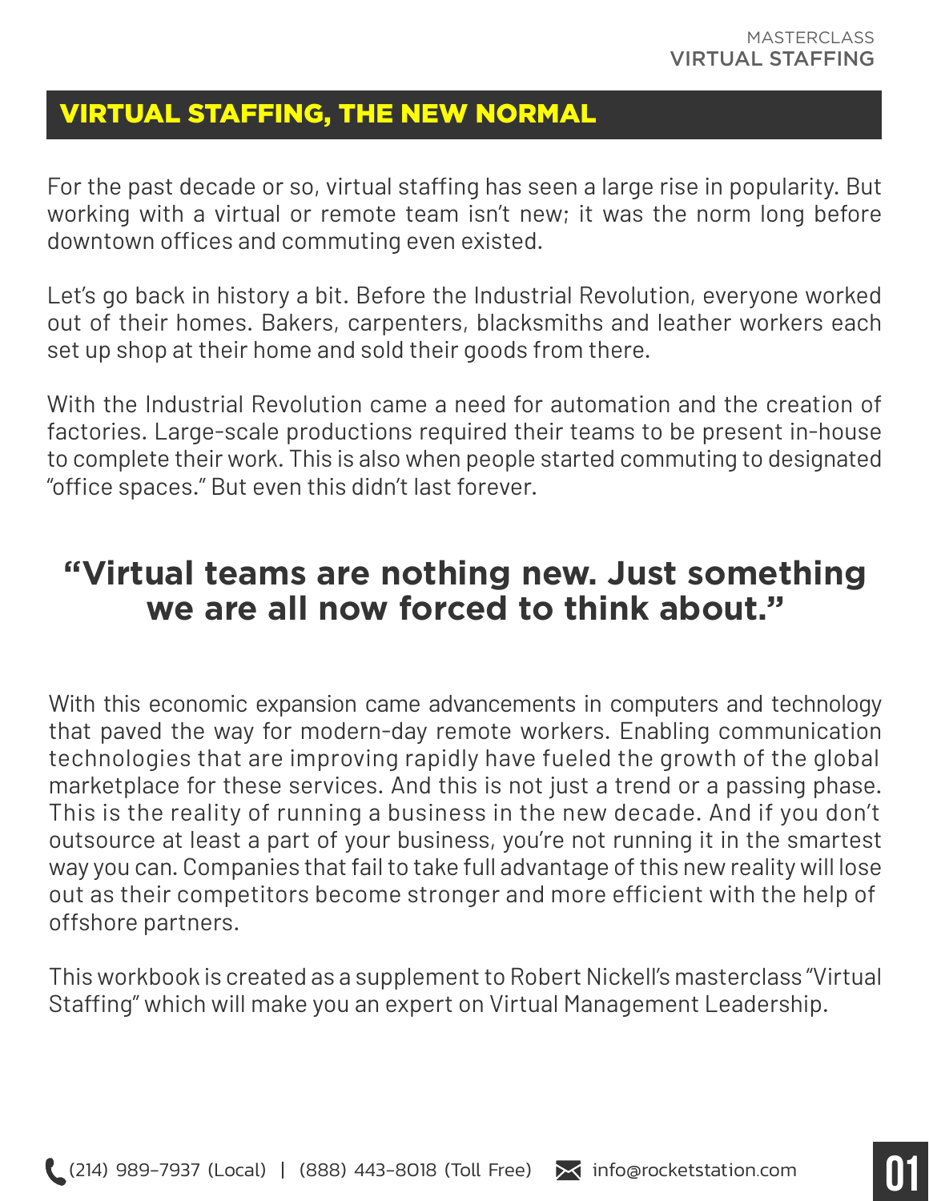## VIRTUAL STAFFING, THE NEW NORMAL

For the past decade or so, virtual staffing has seen a large rise in popularity. But working with a virtual or remote team isn't new; it was the norm long before downtown offices and commuting even existed.

Let's go back in history a bit. Before the Industrial Revolution, everyone worked out of their homes. Bakers, carpenters, blacksmiths and leather workers each set up shop at their home and sold their goods from there.

With the Industrial Revolution came a need for automation and the creation of factories. Large-scale productions required their teams to be present in-house to complete their work. This is also when people started commuting to designated "office spaces." But even this didn't last forever.

**"Virtual teams are nothing new. Just something we are all now forced to think about."**

With this economic expansion came advancements in computers and technology that paved the way for modern-day remote workers. Enabling communication technologies that are improving rapidly have fueled the growth of the global marketplace for these services. And this is not just a trend or a passing phase. This is the reality of running a business in the new decade. And if you don't outsource at least a part of your business, you're not running it in the smartest way you can. Companies that fail to take full advantage of this new reality will lose out as their competitors become stronger and more efficient with the help of offshore partners.

This workbook is created as a supplement to Robert Nickell's masterclass "Virtual Staffing" which will make you an expert on Virtual Management Leadership.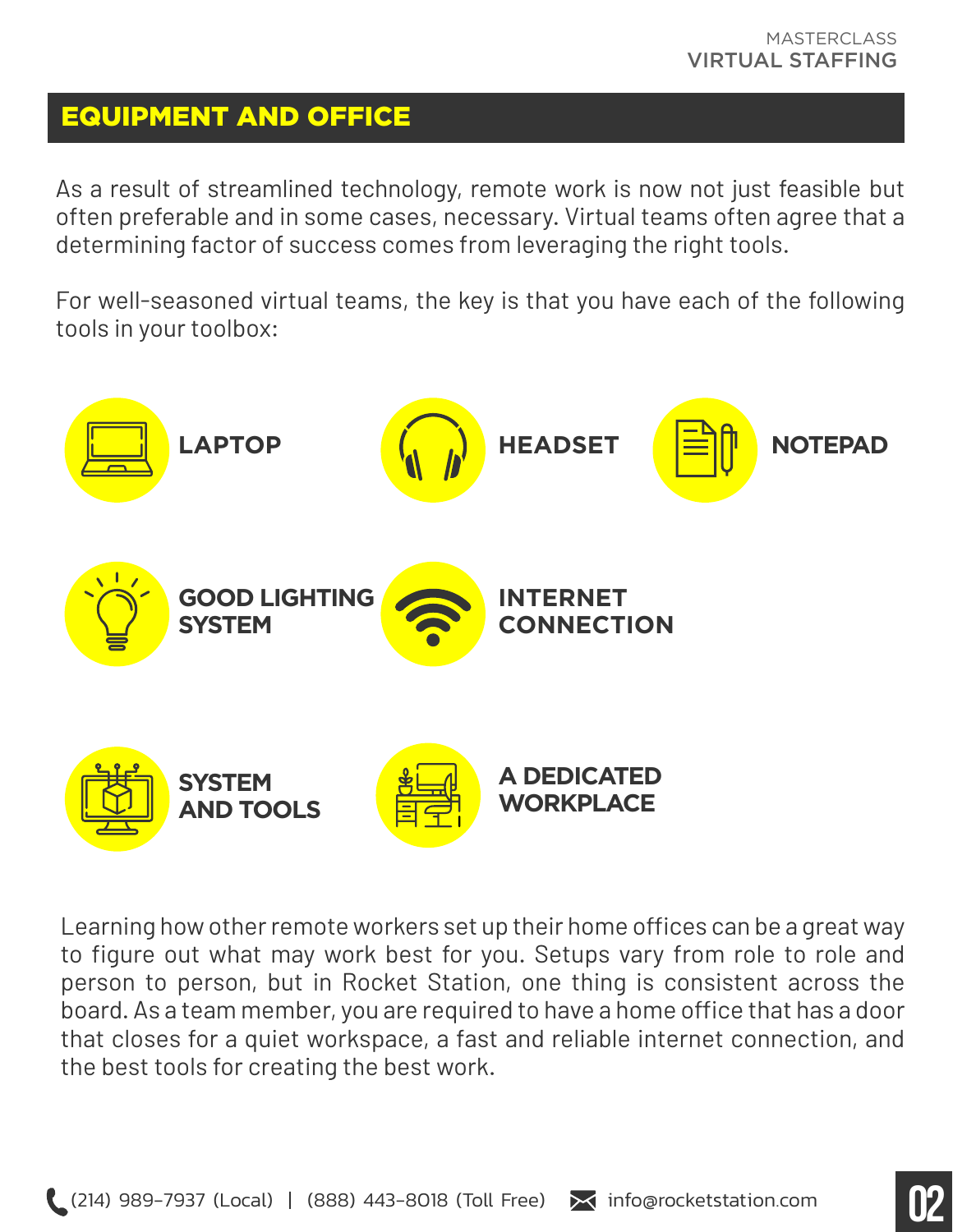## EQUIPMENT AND OFFICE

As a result of streamlined technology, remote work is now not just feasible but often preferable and in some cases, necessary. Virtual teams often agree that a determining factor of success comes from leveraging the right tools.

For well-seasoned virtual teams, the key is that you have each of the following tools in your toolbox:

- **LAPTOP**
- **HEADSET**
- **NOTEPAD**
- **GOOD LIGHTING SYSTEM**
- **INTERNET CONNECTION**
- **SYSTEM AND TOOLS**
- **A DEDICATED WORKPLACE**

Learning how other remote workers set up their home offices can be a great way to figure out what may work best for you. Setups vary from role to role and person to person, but in Rocket Station, one thing is consistent across the board. As a team member, you are required to have a home office that has a door that closes for a quiet workspace, a fast and reliable internet connection, and the best tools for creating the best work.

(214) 989-7937 (Local) | (888) 443-8018 (Toll Free) info@rocketstation.com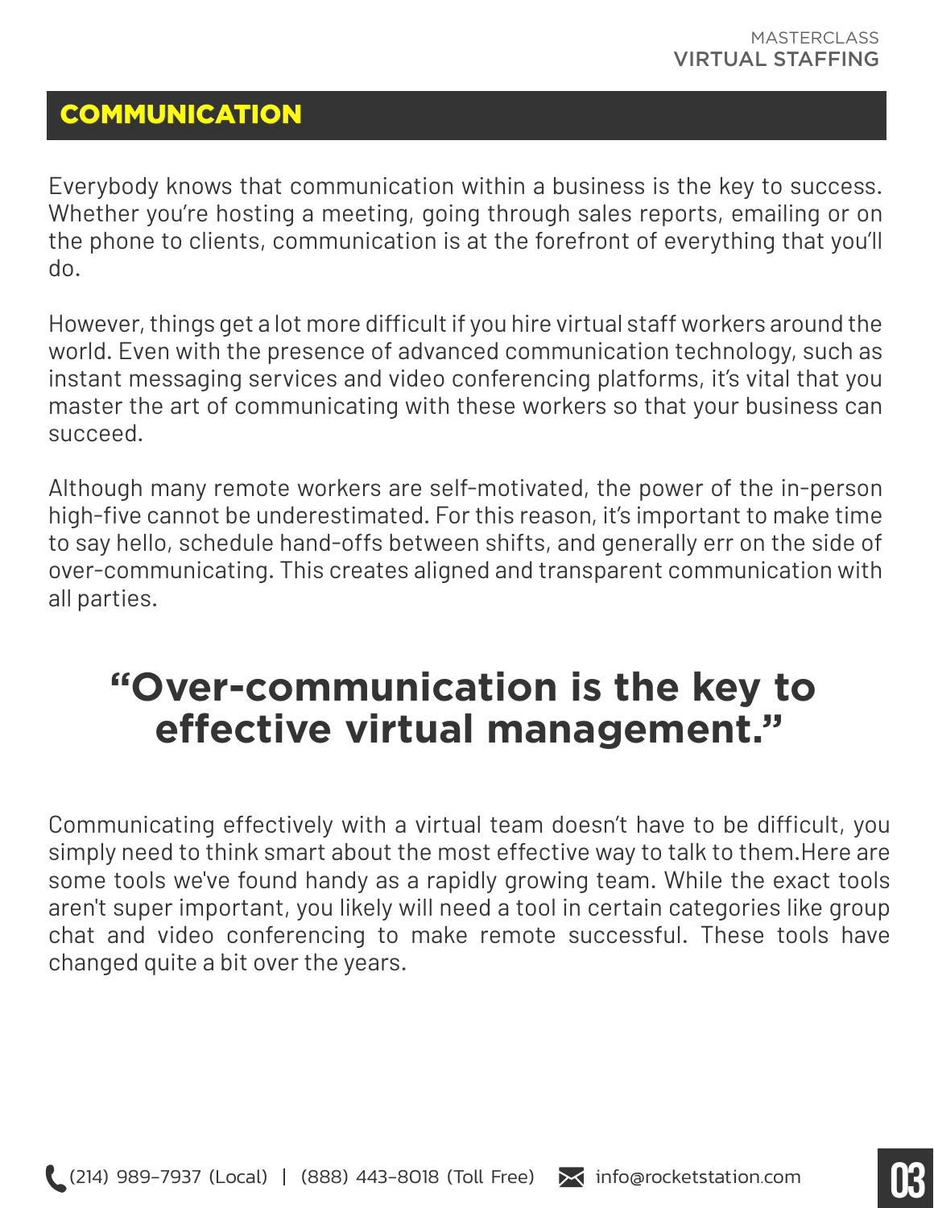## COMMUNICATION

Everybody knows that communication within a business is the key to success. Whether you're hosting a meeting, going through sales reports, emailing or on the phone to clients, communication is at the forefront of everything that you'll do.

However, things get a lot more difficult if you hire virtual staff workers around the world. Even with the presence of advanced communication technology, such as instant messaging services and video conferencing platforms, it's vital that you master the art of communicating with these workers so that your business can succeed.

Although many remote workers are self-motivated, the power of the in-person high-five cannot be underestimated. For this reason, it's important to make time to say hello, schedule hand-offs between shifts, and generally err on the side of over-communicating. This creates aligned and transparent communication with all parties.

> **"Over-communication is the key to effective virtual management."**

Communicating effectively with a virtual team doesn't have to be difficult, you simply need to think smart about the most effective way to talk to them.Here are some tools we've found handy as a rapidly growing team. While the exact tools aren't super important, you likely will need a tool in certain categories like group chat and video conferencing to make remote successful. These tools have changed quite a bit over the years.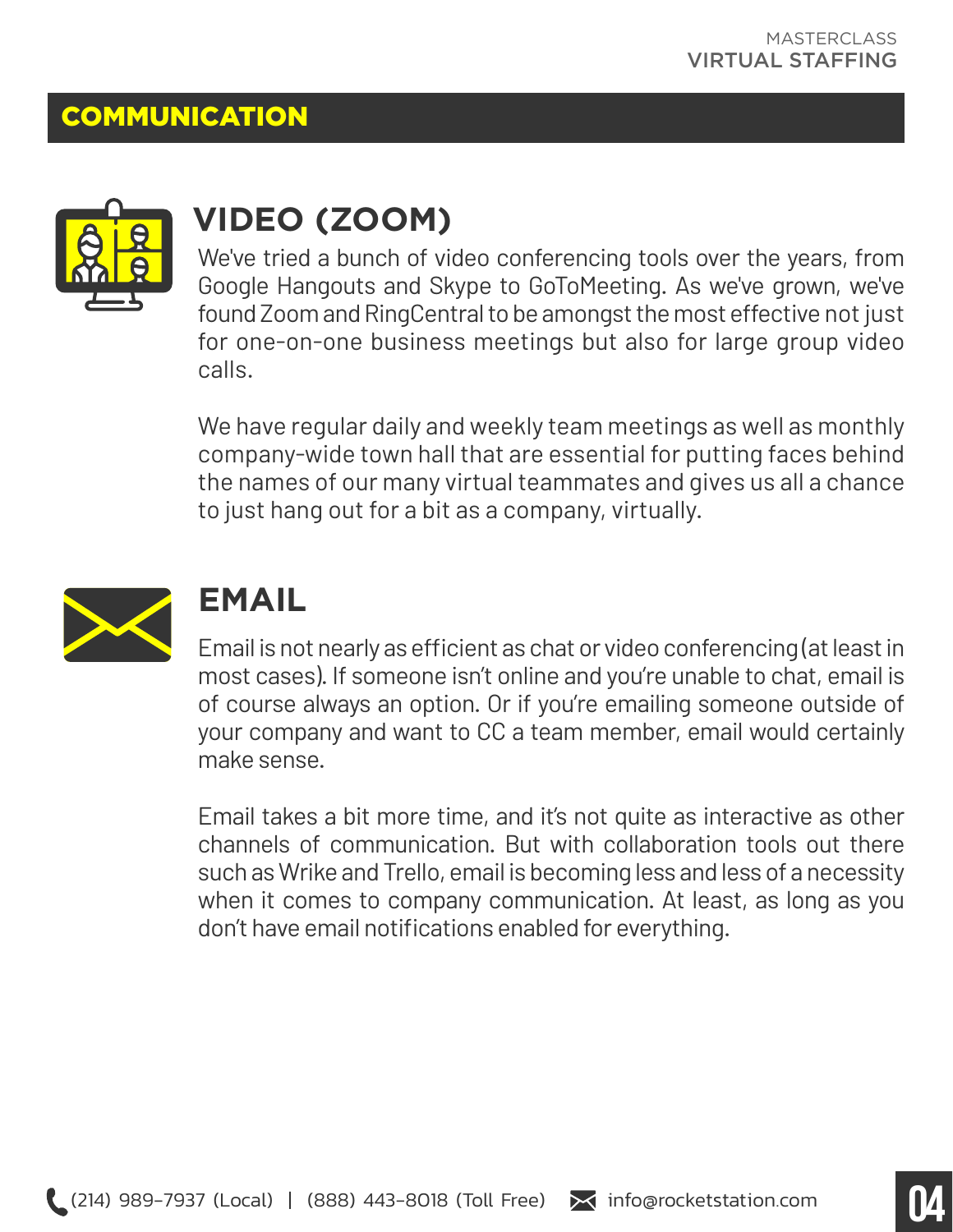## COMMUNICATION

### VIDEO (ZOOM)

We've tried a bunch of video conferencing tools over the years, from Google Hangouts and Skype to GoToMeeting. As we've grown, we've found Zoom and RingCentral to be amongst the most effective not just for one-on-one business meetings but also for large group video calls.

We have regular daily and weekly team meetings as well as monthly company-wide town hall that are essential for putting faces behind the names of our many virtual teammates and gives us all a chance to just hang out for a bit as a company, virtually.

### EMAIL

Email is not nearly as efficient as chat or video conferencing (at least in most cases). If someone isn't online and you're unable to chat, email is of course always an option. Or if you're emailing someone outside of your company and want to CC a team member, email would certainly make sense.

Email takes a bit more time, and it's not quite as interactive as other channels of communication. But with collaboration tools out there such as Wrike and Trello, email is becoming less and less of a necessity when it comes to company communication. At least, as long as you don't have email notifications enabled for everything.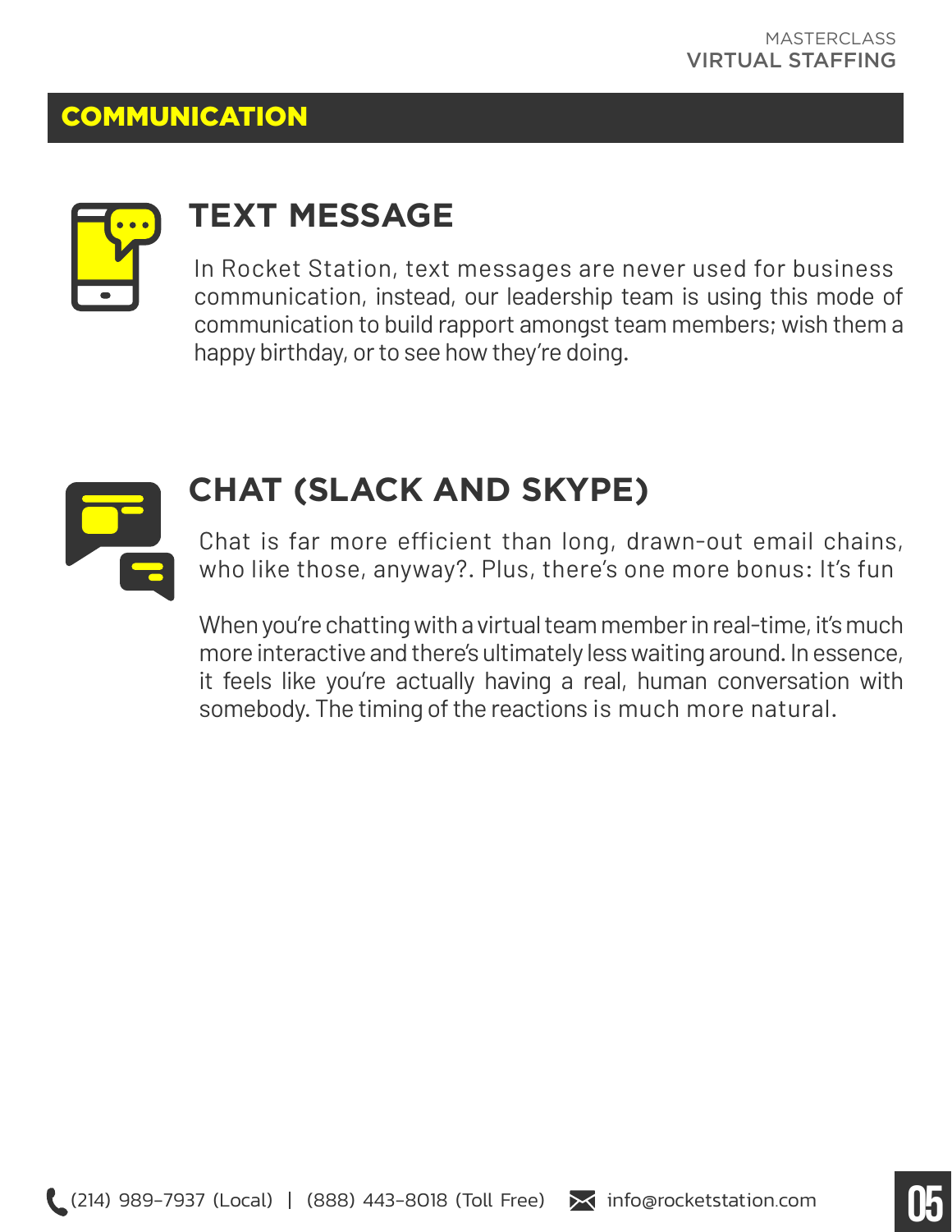## COMMUNICATION

### TEXT MESSAGE

In Rocket Station, text messages are never used for business communication, instead, our leadership team is using this mode of communication to build rapport amongst team members; wish them a happy birthday, or to see how they're doing.

### CHAT (SLACK AND SKYPE)

Chat is far more efficient than long, drawn-out email chains, who like those, anyway?. Plus, there's one more bonus: It's fun

When you're chatting with a virtual team member in real-time, it's much more interactive and there's ultimately less waiting around. In essence, it feels like you're actually having a real, human conversation with somebody. The timing of the reactions is much more natural.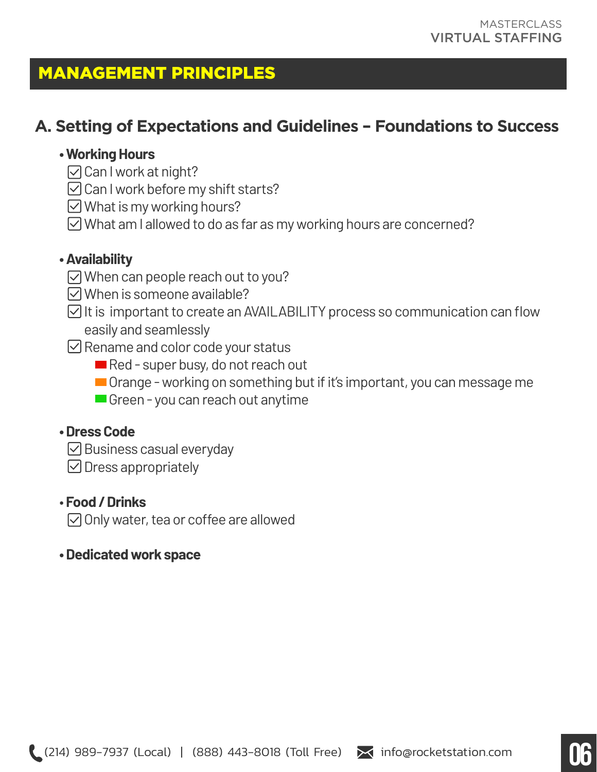# MANAGEMENT PRINCIPLES

## A. Setting of Expectations and Guidelines – Foundations to Success

- **Working Hours**
  - ☑ Can I work at night?
  - ☑ Can I work before my shift starts?
  - ☑ What is my working hours?
  - ☑ What am I allowed to do as far as my working hours are concerned?

- **Availability**
  - ☑ When can people reach out to you?
  - ☑ When is someone available?
  - ☑ It is important to create an AVAILABILITY process so communication can flow easily and seamlessly
  - ☑ Rename and color code your status
    - Red - super busy, do not reach out
    - Orange - working on something but if it's important, you can message me
    - Green - you can reach out anytime

- **Dress Code**
  - ☑ Business casual everyday
  - ☑ Dress appropriately

- **Food / Drinks**
  - ☑ Only water, tea or coffee are allowed

- **Dedicated work space**

(214) 989-7937 (Local) | (888) 443-8018 (Toll Free) info@rocketstation.com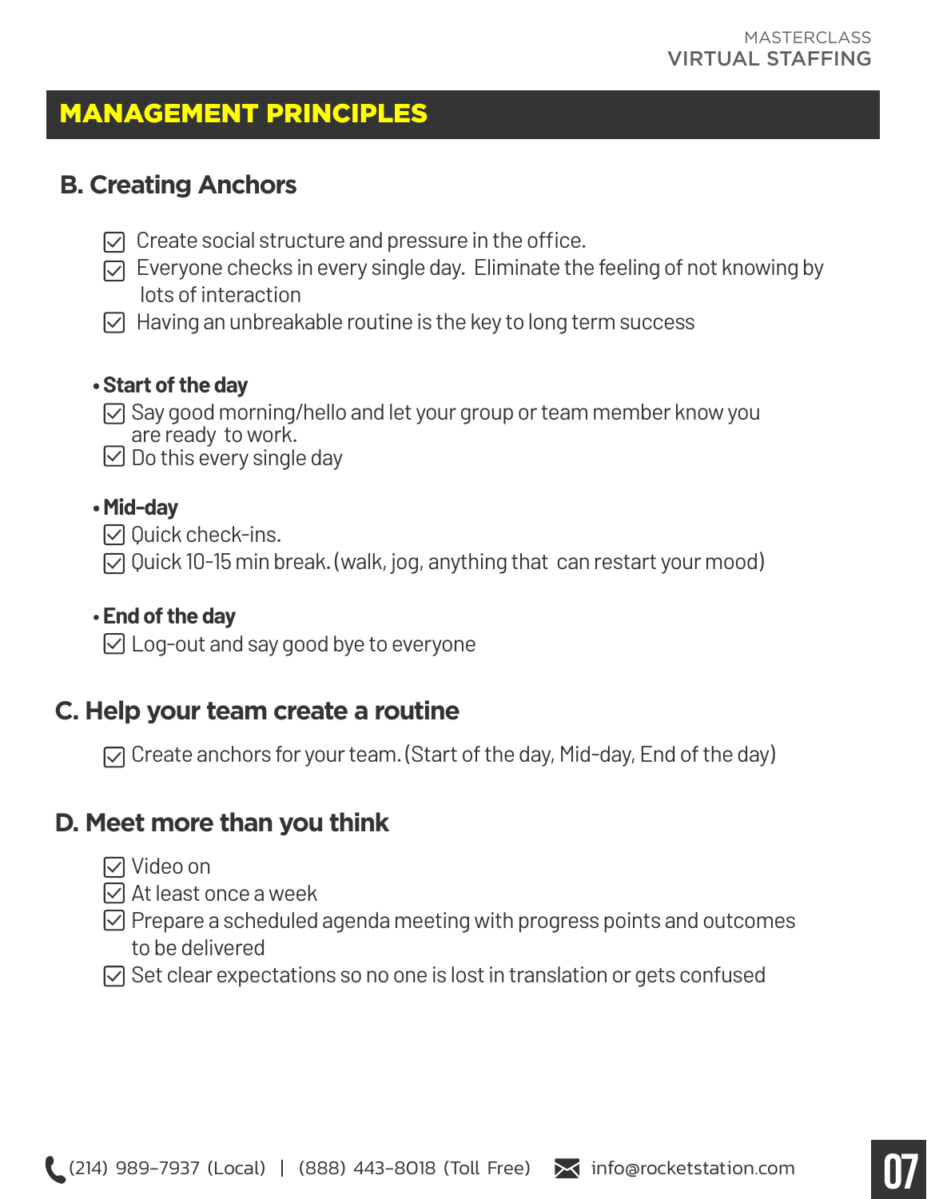## MANAGEMENT PRINCIPLES

### B. Creating Anchors

- ☑ Create social structure and pressure in the office.
- ☑ Everyone checks in every single day. Eliminate the feeling of not knowing by lots of interaction
- ☑ Having an unbreakable routine is the key to long term success

**• Start of the day**

- ☑ Say good morning/hello and let your group or team member know you are ready to work.
- ☑ Do this every single day

**• Mid-day**

- ☑ Quick check-ins.
- ☑ Quick 10-15 min break. (walk, jog, anything that can restart your mood)

**• End of the day**

- ☑ Log-out and say good bye to everyone

### C. Help your team create a routine

- ☑ Create anchors for your team. (Start of the day, Mid-day, End of the day)

### D. Meet more than you think

- ☑ Video on
- ☑ At least once a week
- ☑ Prepare a scheduled agenda meeting with progress points and outcomes to be delivered
- ☑ Set clear expectations so no one is lost in translation or gets confused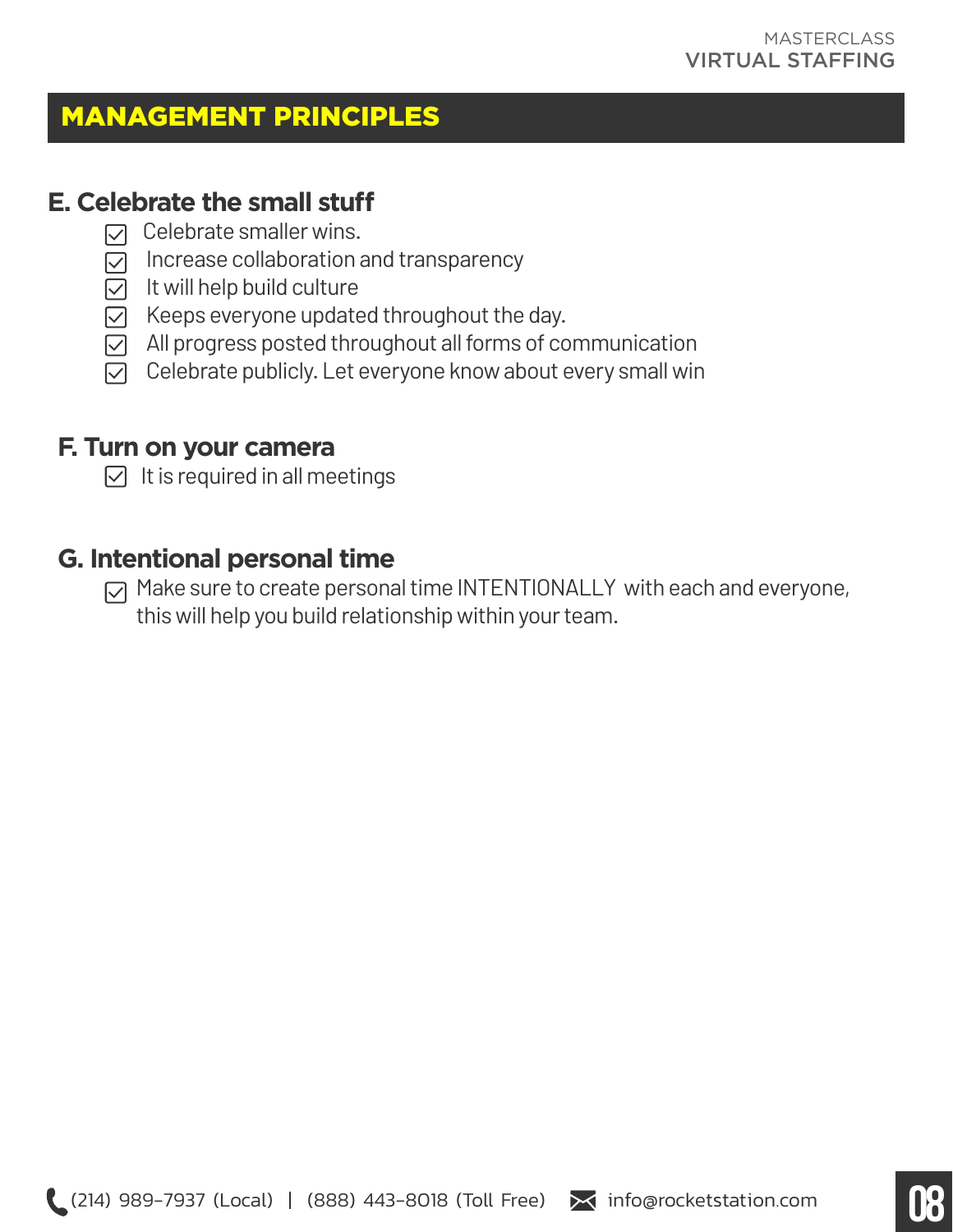## MANAGEMENT PRINCIPLES

### E. Celebrate the small stuff

- [x] Celebrate smaller wins.
- [x] Increase collaboration and transparency
- [x] It will help build culture
- [x] Keeps everyone updated throughout the day.
- [x] All progress posted throughout all forms of communication
- [x] Celebrate publicly. Let everyone know about every small win

### F. Turn on your camera

- [x] It is required in all meetings

### G. Intentional personal time

- [x] Make sure to create personal time INTENTIONALLY with each and everyone, this will help you build relationship within your team.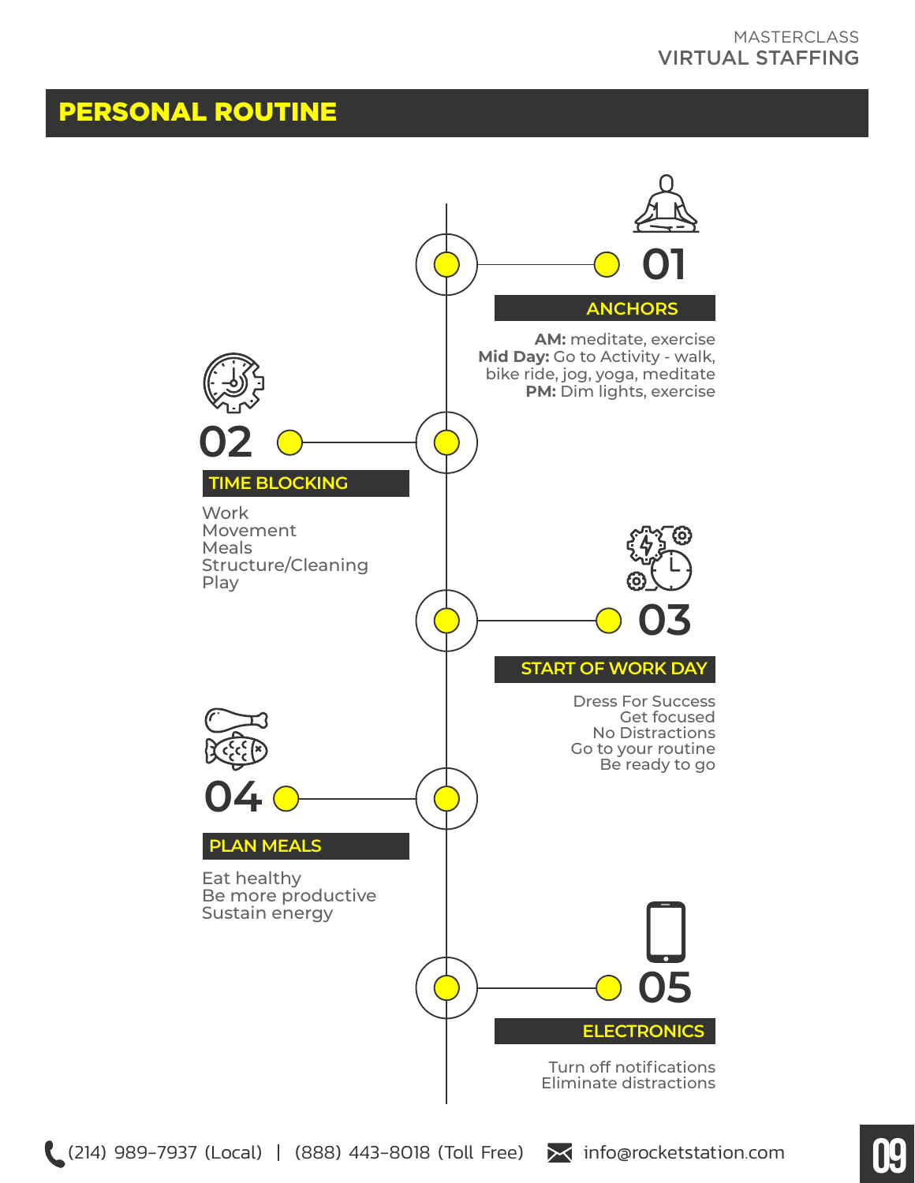# PERSONAL ROUTINE

## 01 ANCHORS

**AM:** meditate, exercise
**Mid Day:** Go to Activity - walk, bike ride, jog, yoga, meditate
**PM:** Dim lights, exercise

## 02 TIME BLOCKING

Work
Movement
Meals
Structure/Cleaning
Play

## 03 START OF WORK DAY

Dress For Success
Get focused
No Distractions
Go to your routine
Be ready to go

## 04 PLAN MEALS

Eat healthy
Be more productive
Sustain energy

## 05 ELECTRONICS

Turn off notifications
Eliminate distractions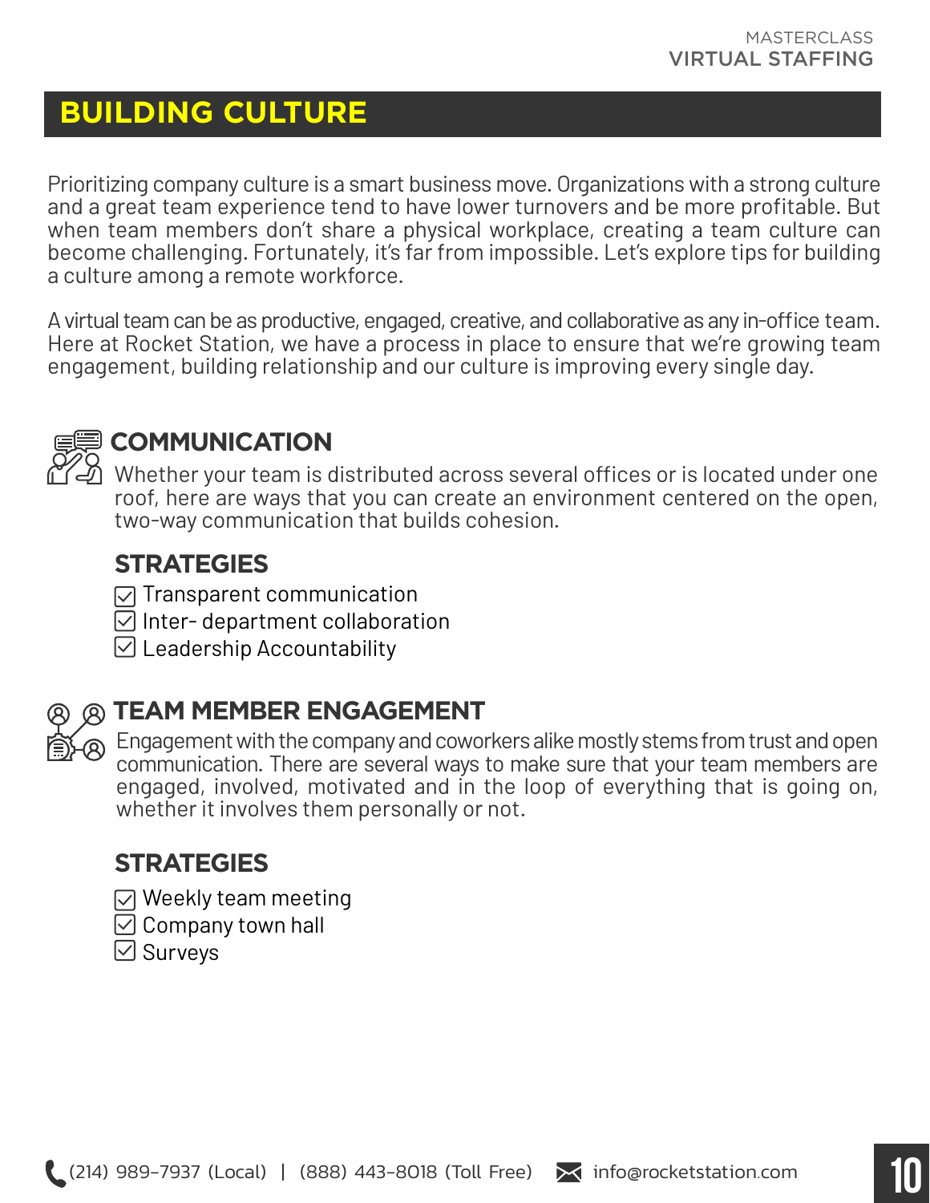# BUILDING CULTURE

Prioritizing company culture is a smart business move. Organizations with a strong culture and a great team experience tend to have lower turnovers and be more profitable. But when team members don't share a physical workplace, creating a team culture can become challenging. Fortunately, it's far from impossible. Let's explore tips for building a culture among a remote workforce.

A virtual team can be as productive, engaged, creative, and collaborative as any in-office team. Here at Rocket Station, we have a process in place to ensure that we're growing team engagement, building relationship and our culture is improving every single day.

## COMMUNICATION

Whether your team is distributed across several offices or is located under one roof, here are ways that you can create an environment centered on the open, two-way communication that builds cohesion.

### STRATEGIES

- [x] Transparent communication
- [x] Inter- department collaboration
- [x] Leadership Accountability

## TEAM MEMBER ENGAGEMENT

Engagement with the company and coworkers alike mostly stems from trust and open communication. There are several ways to make sure that your team members are engaged, involved, motivated and in the loop of everything that is going on, whether it involves them personally or not.

### STRATEGIES

- [x] Weekly team meeting
- [x] Company town hall
- [x] Surveys

(214) 989-7937 (Local) | (888) 443-8018 (Toll Free) info@rocketstation.com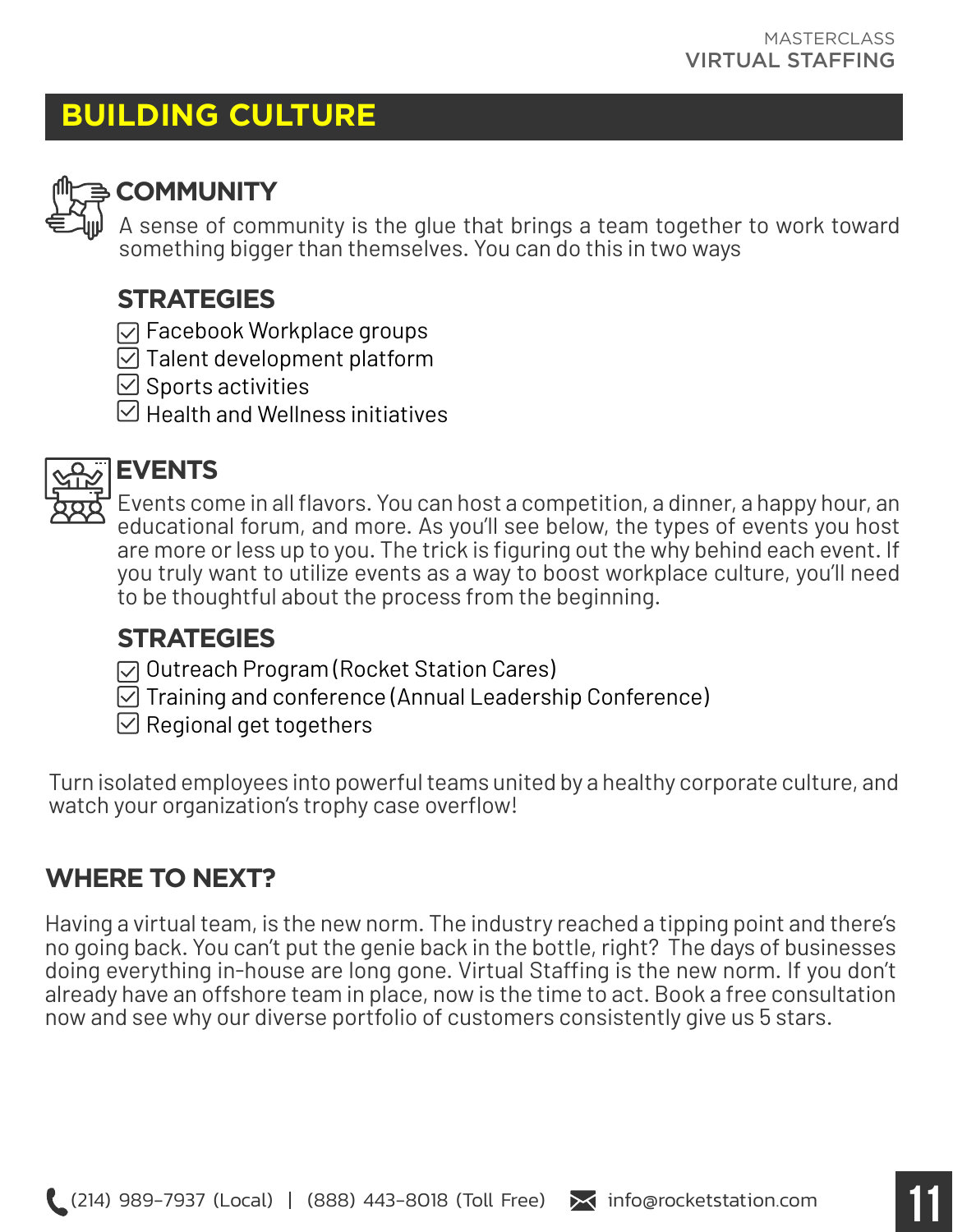# BUILDING CULTURE

## COMMUNITY

A sense of community is the glue that brings a team together to work toward something bigger than themselves. You can do this in two ways

### STRATEGIES

- ☑ Facebook Workplace groups
- ☑ Talent development platform
- ☑ Sports activities
- ☑ Health and Wellness initiatives

## EVENTS

Events come in all flavors. You can host a competition, a dinner, a happy hour, an educational forum, and more. As you'll see below, the types of events you host are more or less up to you. The trick is figuring out the why behind each event. If you truly want to utilize events as a way to boost workplace culture, you'll need to be thoughtful about the process from the beginning.

### STRATEGIES

- ☑ Outreach Program (Rocket Station Cares)
- ☑ Training and conference (Annual Leadership Conference)
- ☑ Regional get togethers

Turn isolated employees into powerful teams united by a healthy corporate culture, and watch your organization's trophy case overflow!

## WHERE TO NEXT?

Having a virtual team, is the new norm. The industry reached a tipping point and there's no going back. You can't put the genie back in the bottle, right? The days of businesses doing everything in-house are long gone. Virtual Staffing is the new norm. If you don't already have an offshore team in place, now is the time to act. Book a free consultation now and see why our diverse portfolio of customers consistently give us 5 stars.

(214) 989-7937 (Local) | (888) 443-8018 (Toll Free) info@rocketstation.com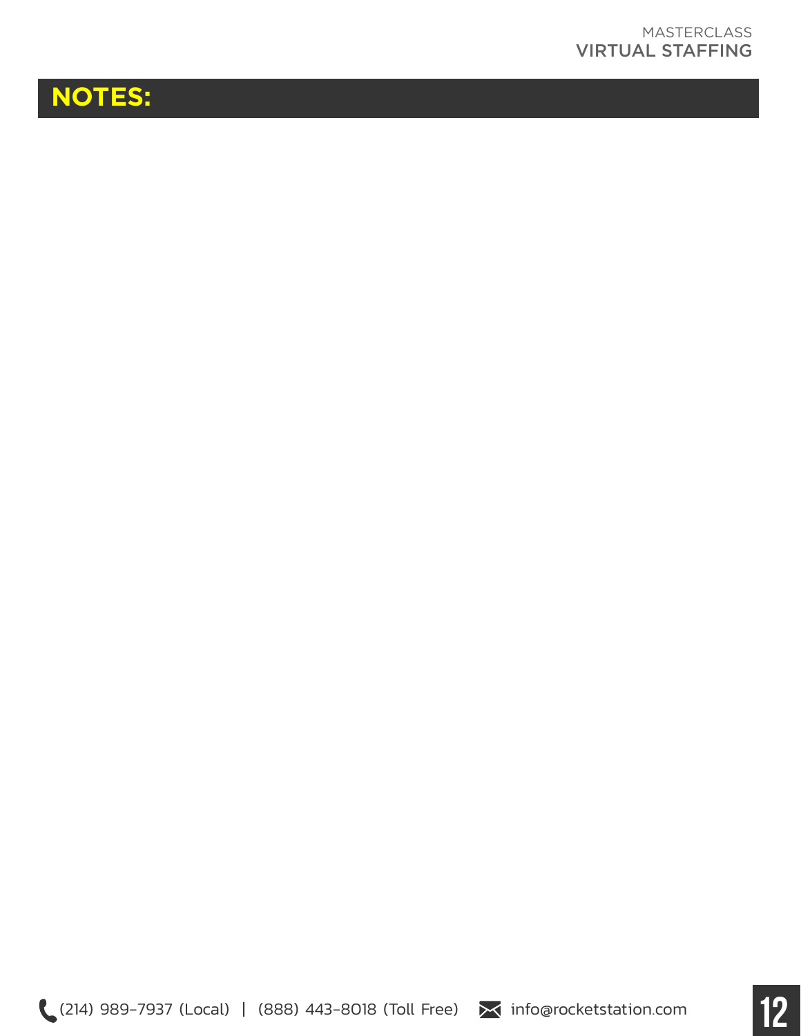## NOTES: